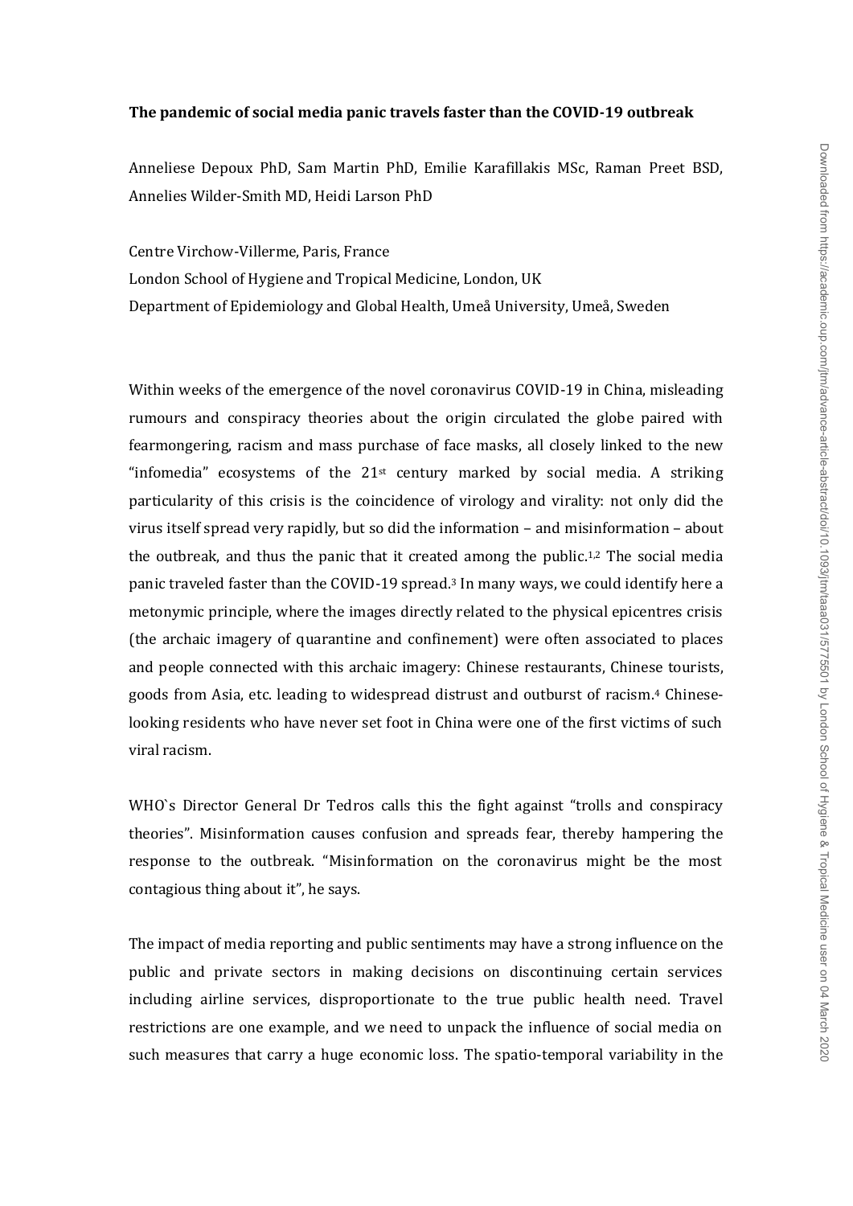**The pandemic of social media panic travels faster than the COVID-19 outbreak**

Anneliese Depoux PhD, Sam Martin PhD, Emilie Karafillakis MSc, Raman Preet BSD, Annelies Wilder-Smith MD, Heidi Larson PhD

Centre Virchow-Villerme, Paris, France
London School of Hygiene and Tropical Medicine, London, UK
Department of Epidemiology and Global Health, Umeå University, Umeå, Sweden

Within weeks of the emergence of the novel coronavirus COVID-19 in China, misleading rumours and conspiracy theories about the origin circulated the globe paired with fearmongering, racism and mass purchase of face masks, all closely linked to the new "infomedia" ecosystems of the 21st century marked by social media. A striking particularity of this crisis is the coincidence of virology and virality: not only did the virus itself spread very rapidly, but so did the information – and misinformation – about the outbreak, and thus the panic that it created among the public.[1,2] The social media panic traveled faster than the COVID-19 spread.[3] In many ways, we could identify here a metonymic principle, where the images directly related to the physical epicentres crisis (the archaic imagery of quarantine and confinement) were often associated to places and people connected with this archaic imagery: Chinese restaurants, Chinese tourists, goods from Asia, etc. leading to widespread distrust and outburst of racism.[4] Chinese-looking residents who have never set foot in China were one of the first victims of such viral racism.

WHO`s Director General Dr Tedros calls this the fight against "trolls and conspiracy theories". Misinformation causes confusion and spreads fear, thereby hampering the response to the outbreak. "Misinformation on the coronavirus might be the most contagious thing about it", he says.

The impact of media reporting and public sentiments may have a strong influence on the public and private sectors in making decisions on discontinuing certain services including airline services, disproportionate to the true public health need. Travel restrictions are one example, and we need to unpack the influence of social media on such measures that carry a huge economic loss. The spatio-temporal variability in the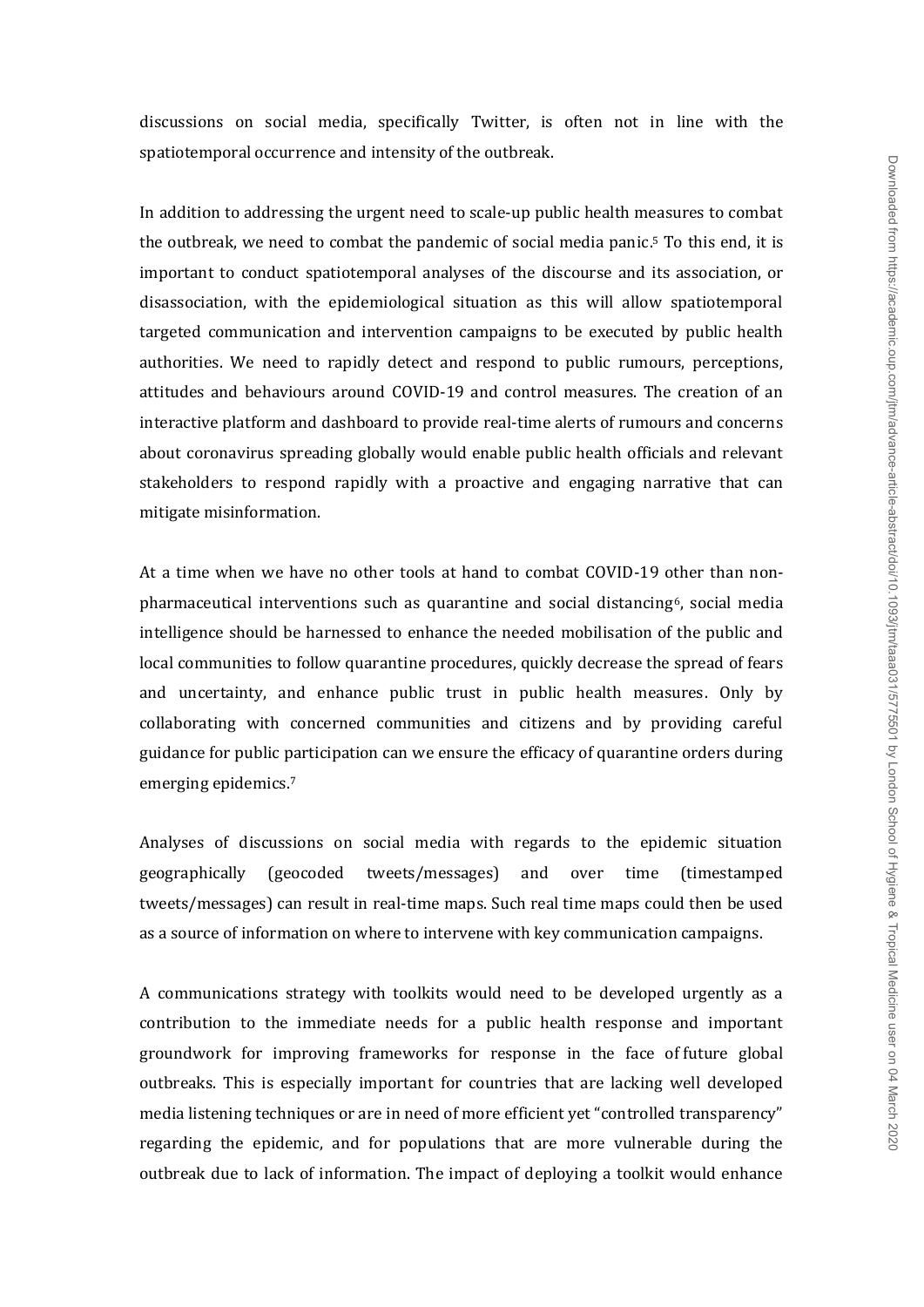discussions on social media, specifically Twitter, is often not in line with the spatiotemporal occurrence and intensity of the outbreak.

In addition to addressing the urgent need to scale-up public health measures to combat the outbreak, we need to combat the pandemic of social media panic.[5] To this end, it is important to conduct spatiotemporal analyses of the discourse and its association, or disassociation, with the epidemiological situation as this will allow spatiotemporal targeted communication and intervention campaigns to be executed by public health authorities. We need to rapidly detect and respond to public rumours, perceptions, attitudes and behaviours around COVID-19 and control measures. The creation of an interactive platform and dashboard to provide real-time alerts of rumours and concerns about coronavirus spreading globally would enable public health officials and relevant stakeholders to respond rapidly with a proactive and engaging narrative that can mitigate misinformation.

At a time when we have no other tools at hand to combat COVID-19 other than non-pharmaceutical interventions such as quarantine and social distancing[6], social media intelligence should be harnessed to enhance the needed mobilisation of the public and local communities to follow quarantine procedures, quickly decrease the spread of fears and uncertainty, and enhance public trust in public health measures. Only by collaborating with concerned communities and citizens and by providing careful guidance for public participation can we ensure the efficacy of quarantine orders during emerging epidemics.[7]

Analyses of discussions on social media with regards to the epidemic situation geographically (geocoded tweets/messages) and over time (timestamped tweets/messages) can result in real-time maps. Such real time maps could then be used as a source of information on where to intervene with key communication campaigns.

A communications strategy with toolkits would need to be developed urgently as a contribution to the immediate needs for a public health response and important groundwork for improving frameworks for response in the face of future global outbreaks. This is especially important for countries that are lacking well developed media listening techniques or are in need of more efficient yet "controlled transparency" regarding the epidemic, and for populations that are more vulnerable during the outbreak due to lack of information. The impact of deploying a toolkit would enhance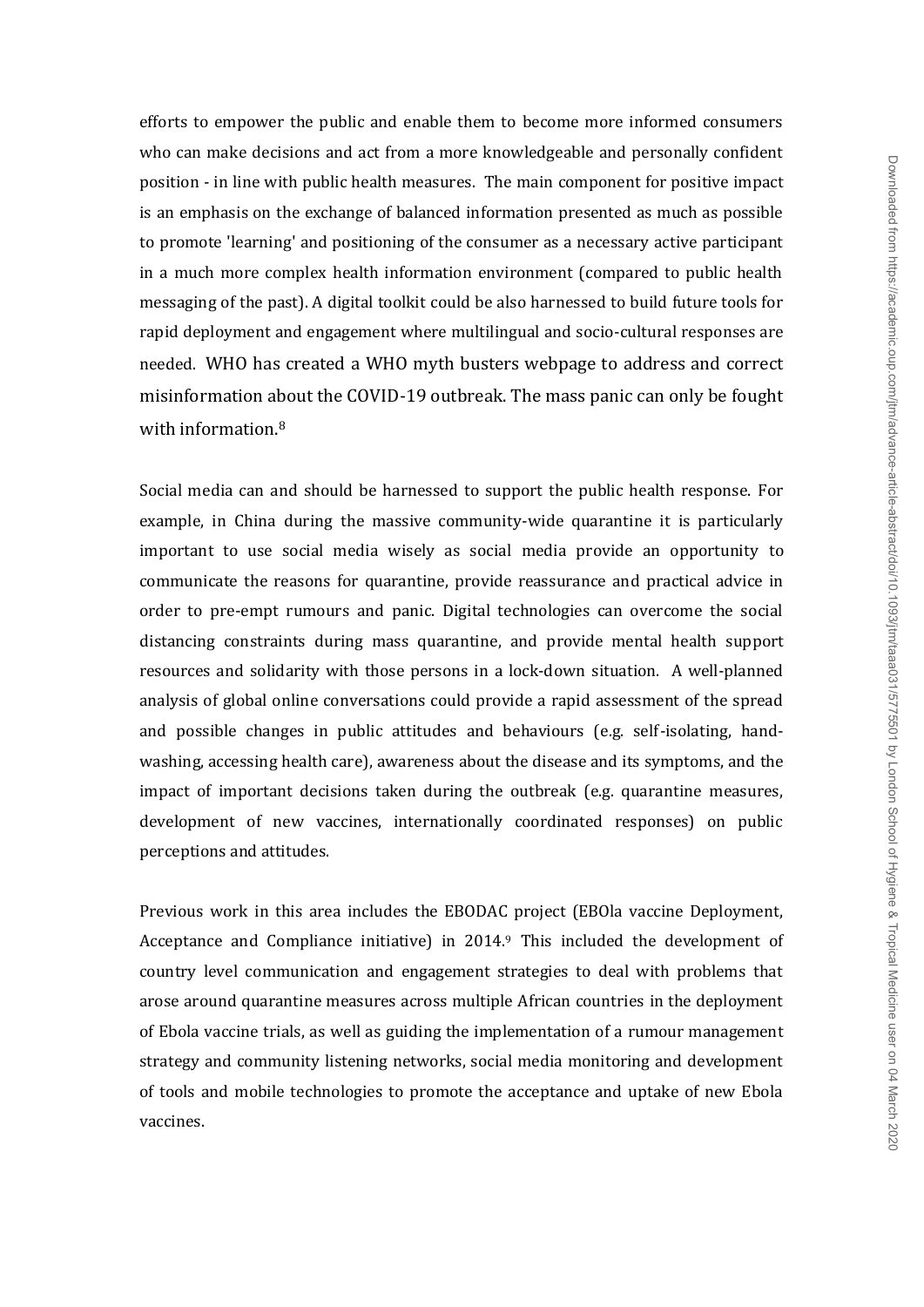efforts to empower the public and enable them to become more informed consumers who can make decisions and act from a more knowledgeable and personally confident position - in line with public health measures. The main component for positive impact is an emphasis on the exchange of balanced information presented as much as possible to promote 'learning' and positioning of the consumer as a necessary active participant in a much more complex health information environment (compared to public health messaging of the past). A digital toolkit could be also harnessed to build future tools for rapid deployment and engagement where multilingual and socio-cultural responses are needed. WHO has created a WHO myth busters webpage to address and correct misinformation about the COVID-19 outbreak. The mass panic can only be fought with information.[8]

Social media can and should be harnessed to support the public health response. For example, in China during the massive community-wide quarantine it is particularly important to use social media wisely as social media provide an opportunity to communicate the reasons for quarantine, provide reassurance and practical advice in order to pre-empt rumours and panic. Digital technologies can overcome the social distancing constraints during mass quarantine, and provide mental health support resources and solidarity with those persons in a lock-down situation. A well-planned analysis of global online conversations could provide a rapid assessment of the spread and possible changes in public attitudes and behaviours (e.g. self-isolating, hand-washing, accessing health care), awareness about the disease and its symptoms, and the impact of important decisions taken during the outbreak (e.g. quarantine measures, development of new vaccines, internationally coordinated responses) on public perceptions and attitudes.

Previous work in this area includes the EBODAC project (EBOla vaccine Deployment, Acceptance and Compliance initiative) in 2014.[9] This included the development of country level communication and engagement strategies to deal with problems that arose around quarantine measures across multiple African countries in the deployment of Ebola vaccine trials, as well as guiding the implementation of a rumour management strategy and community listening networks, social media monitoring and development of tools and mobile technologies to promote the acceptance and uptake of new Ebola vaccines.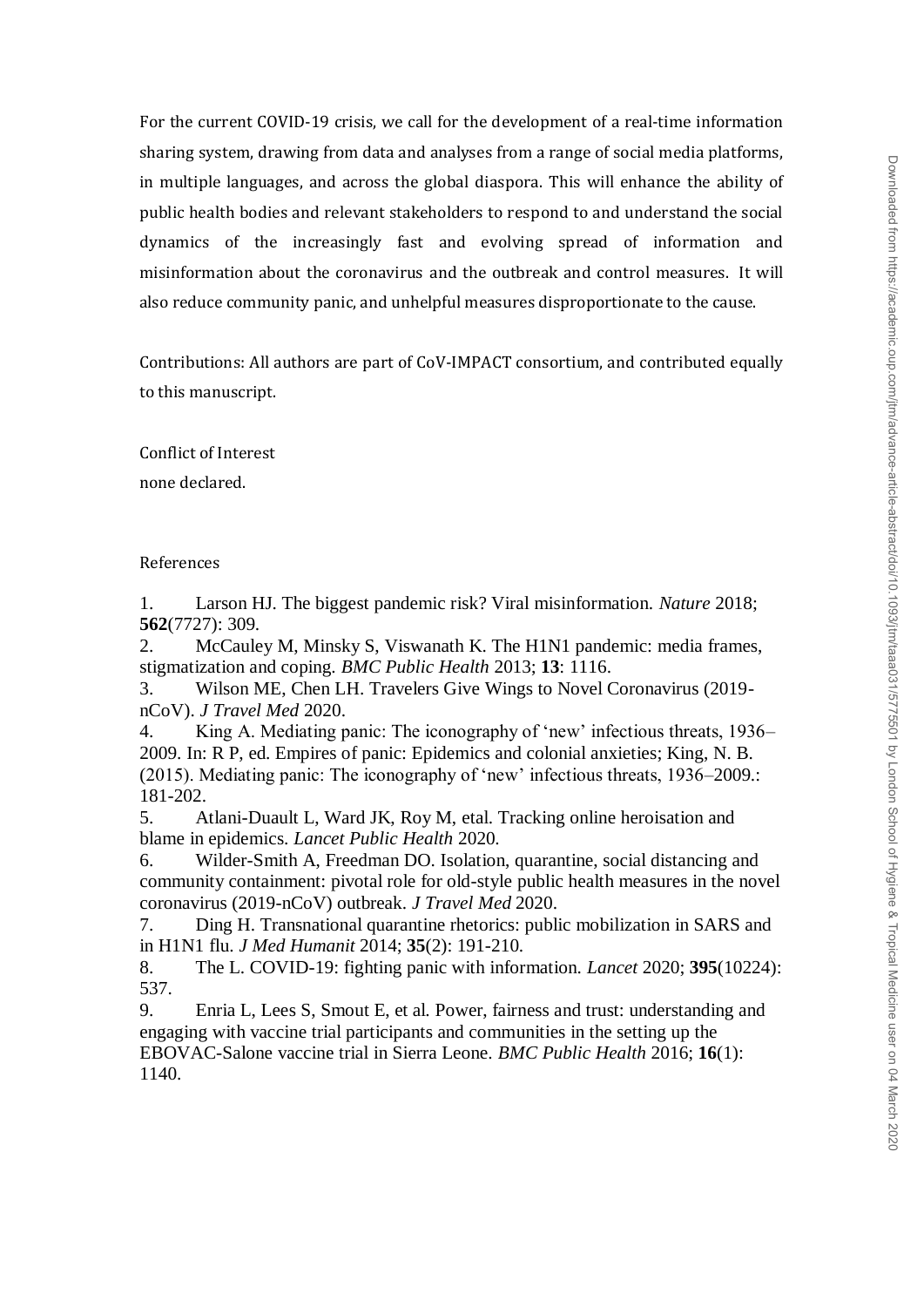For the current COVID-19 crisis, we call for the development of a real-time information sharing system, drawing from data and analyses from a range of social media platforms, in multiple languages, and across the global diaspora. This will enhance the ability of public health bodies and relevant stakeholders to respond to and understand the social dynamics of the increasingly fast and evolving spread of information and misinformation about the coronavirus and the outbreak and control measures. It will also reduce community panic, and unhelpful measures disproportionate to the cause.

Contributions: All authors are part of CoV-IMPACT consortium, and contributed equally to this manuscript.

Conflict of Interest

none declared.

References

1. Larson HJ. The biggest pandemic risk? Viral misinformation. *Nature* 2018; **562**(7727): 309.
2. McCauley M, Minsky S, Viswanath K. The H1N1 pandemic: media frames, stigmatization and coping. *BMC Public Health* 2013; **13**: 1116.
3. Wilson ME, Chen LH. Travelers Give Wings to Novel Coronavirus (2019-nCoV). *J Travel Med* 2020.
4. King A. Mediating panic: The iconography of 'new' infectious threats, 1936–2009. In: R P, ed. Empires of panic: Epidemics and colonial anxieties; King, N. B. (2015). Mediating panic: The iconography of 'new' infectious threats, 1936–2009.: 181-202.
5. Atlani-Duault L, Ward JK, Roy M, etal. Tracking online heroisation and blame in epidemics. *Lancet Public Health* 2020.
6. Wilder-Smith A, Freedman DO. Isolation, quarantine, social distancing and community containment: pivotal role for old-style public health measures in the novel coronavirus (2019-nCoV) outbreak. *J Travel Med* 2020.
7. Ding H. Transnational quarantine rhetorics: public mobilization in SARS and in H1N1 flu. *J Med Humanit* 2014; **35**(2): 191-210.
8. The L. COVID-19: fighting panic with information. *Lancet* 2020; **395**(10224): 537.
9. Enria L, Lees S, Smout E, et al. Power, fairness and trust: understanding and engaging with vaccine trial participants and communities in the setting up the EBOVAC-Salone vaccine trial in Sierra Leone. *BMC Public Health* 2016; **16**(1): 1140.